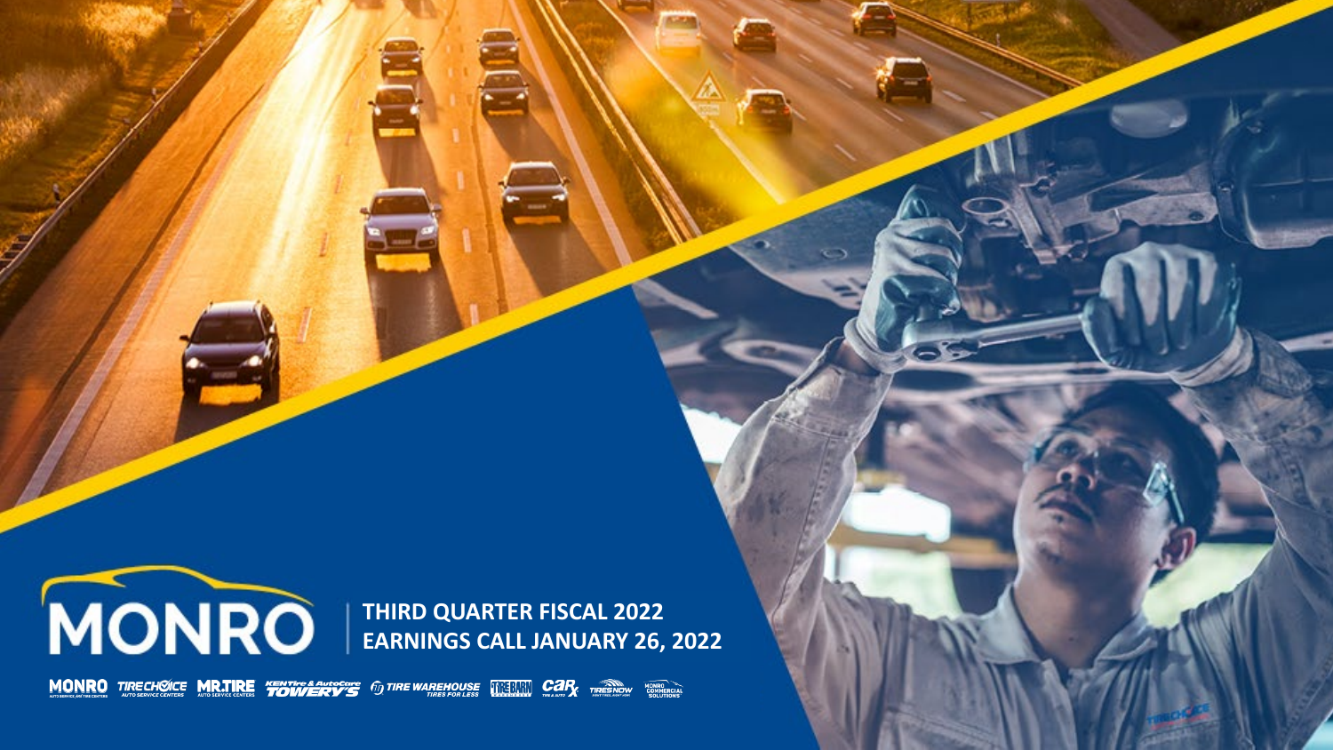# MONRO

## THIRD QUARTER FISCAL 2022
## EARNINGS CALL JANUARY 26, 2022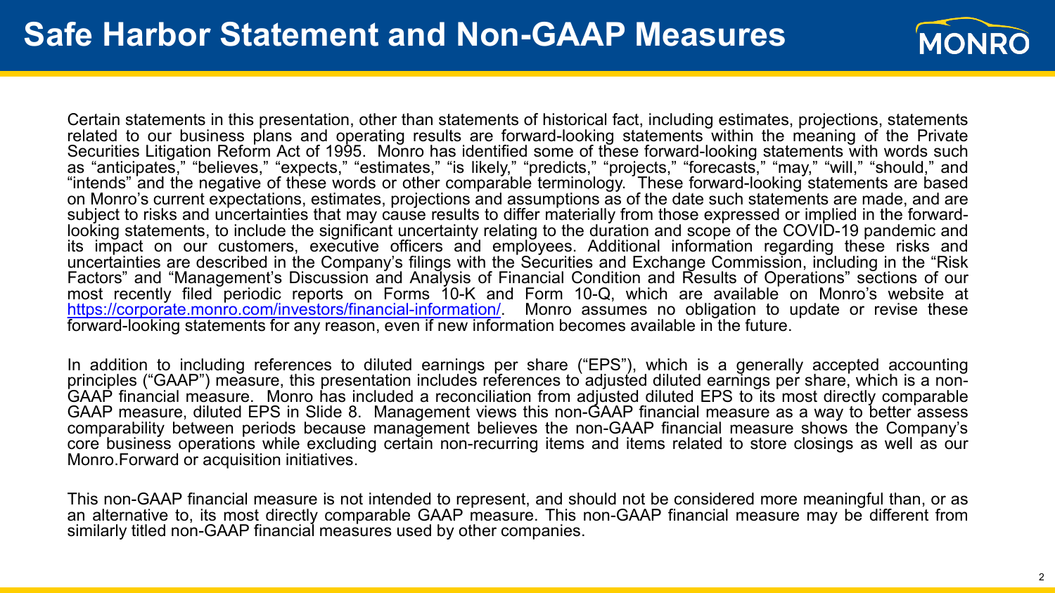# Safe Harbor Statement and Non-GAAP Measures

Certain statements in this presentation, other than statements of historical fact, including estimates, projections, statements related to our business plans and operating results are forward-looking statements within the meaning of the Private Securities Litigation Reform Act of 1995. Monro has identified some of these forward-looking statements with words such as "anticipates," "believes," "expects," "estimates," "is likely," "predicts," "projects," "forecasts," "may," "will," "should," and "intends" and the negative of these words or other comparable terminology. These forward-looking statements are based on Monro's current expectations, estimates, projections and assumptions as of the date such statements are made, and are subject to risks and uncertainties that may cause results to differ materially from those expressed or implied in the forward-looking statements, to include the significant uncertainty relating to the duration and scope of the COVID-19 pandemic and its impact on our customers, executive officers and employees. Additional information regarding these risks and uncertainties are described in the Company's filings with the Securities and Exchange Commission, including in the "Risk Factors" and "Management's Discussion and Analysis of Financial Condition and Results of Operations" sections of our most recently filed periodic reports on Forms 10-K and Form 10-Q, which are available on Monro's website at [https://corporate.monro.com/investors/financial-information/](https://corporate.monro.com/investors/financial-information/). Monro assumes no obligation to update or revise these forward-looking statements for any reason, even if new information becomes available in the future.

In addition to including references to diluted earnings per share ("EPS"), which is a generally accepted accounting principles ("GAAP") measure, this presentation includes references to adjusted diluted earnings per share, which is a non-GAAP financial measure. Monro has included a reconciliation from adjusted diluted EPS to its most directly comparable GAAP measure, diluted EPS in Slide 8. Management views this non-GAAP financial measure as a way to better assess comparability between periods because management believes the non-GAAP financial measure shows the Company's core business operations while excluding certain non-recurring items and items related to store closings as well as our Monro.Forward or acquisition initiatives.

This non-GAAP financial measure is not intended to represent, and should not be considered more meaningful than, or as an alternative to, its most directly comparable GAAP measure. This non-GAAP financial measure may be different from similarly titled non-GAAP financial measures used by other companies.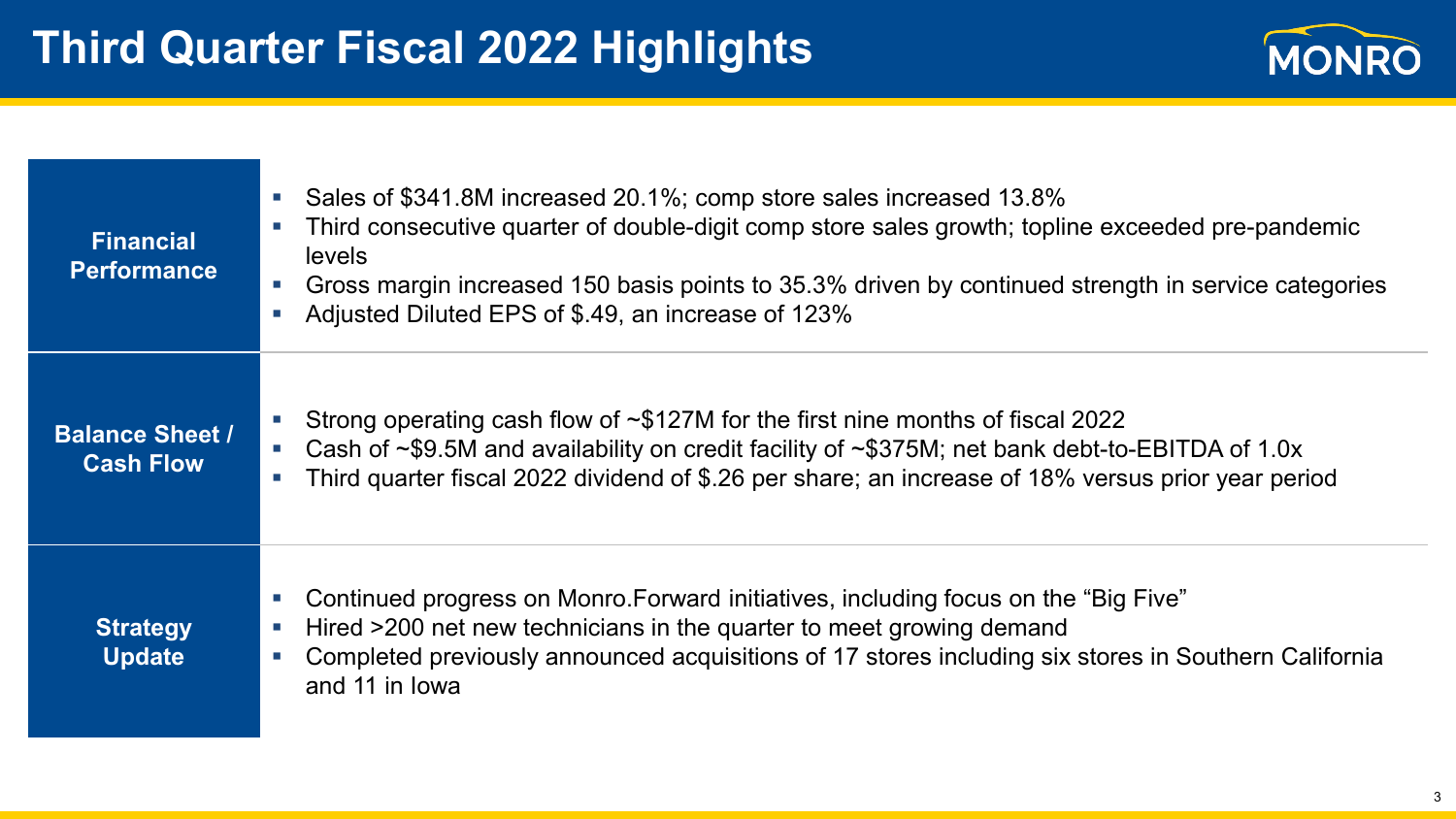# Third Quarter Fiscal 2022 Highlights

| | |
|---|---|
| **Financial Performance** | ▪ Sales of $341.8M increased 20.1%; comp store sales increased 13.8%<br>▪ Third consecutive quarter of double-digit comp store sales growth; topline exceeded pre-pandemic levels<br>▪ Gross margin increased 150 basis points to 35.3% driven by continued strength in service categories<br>▪ Adjusted Diluted EPS of $.49, an increase of 123% |
| **Balance Sheet / Cash Flow** | ▪ Strong operating cash flow of ~$127M for the first nine months of fiscal 2022<br>▪ Cash of ~$9.5M and availability on credit facility of ~$375M; net bank debt-to-EBITDA of 1.0x<br>▪ Third quarter fiscal 2022 dividend of $.26 per share; an increase of 18% versus prior year period |
| **Strategy Update** | ▪ Continued progress on Monro.Forward initiatives, including focus on the "Big Five"<br>▪ Hired >200 net new technicians in the quarter to meet growing demand<br>▪ Completed previously announced acquisitions of 17 stores including six stores in Southern California and 11 in Iowa |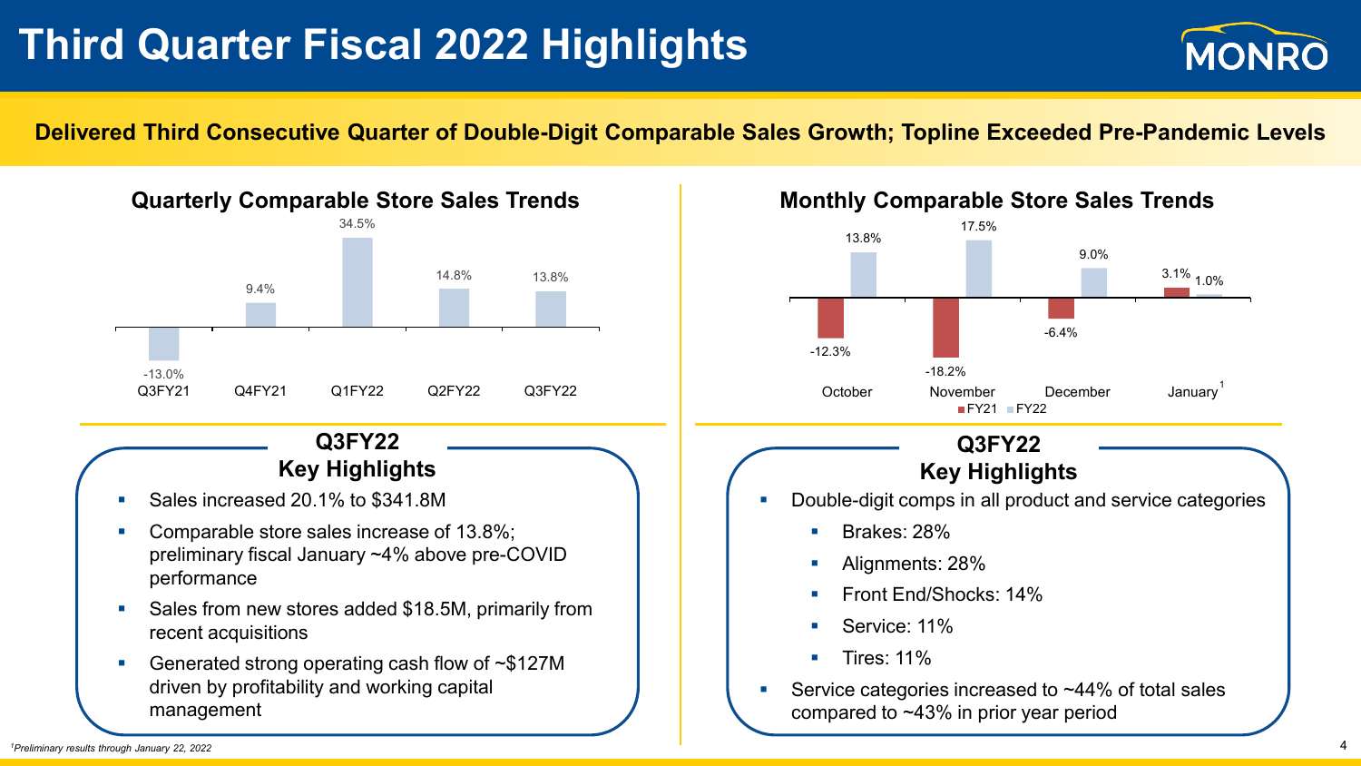# Third Quarter Fiscal 2022 Highlights

**Delivered Third Consecutive Quarter of Double-Digit Comparable Sales Growth; Topline Exceeded Pre-Pandemic Levels**

## Quarterly Comparable Store Sales Trends

| Q3FY21 | Q4FY21 | Q1FY22 | Q2FY22 | Q3FY22 |
|---|---|---|---|---|
| -13.0% | 9.4% | 34.5% | 14.8% | 13.8% |

### Q3FY22 Key Highlights

- Sales increased 20.1% to $341.8M
- Comparable store sales increase of 13.8%; preliminary fiscal January ~4% above pre-COVID performance
- Sales from new stores added $18.5M, primarily from recent acquisitions
- Generated strong operating cash flow of ~$127M driven by profitability and working capital management

## Monthly Comparable Store Sales Trends

| | October | November | December | January[1] |
|---|---|---|---|---|
| FY21 | -12.3% | -18.2% | -6.4% | 3.1% |
| FY22 | 13.8% | 17.5% | 9.0% | 1.0% |

### Q3FY22 Key Highlights

- Double-digit comps in all product and service categories
  - Brakes: 28%
  - Alignments: 28%
  - Front End/Shocks: 14%
  - Service: 11%
  - Tires: 11%
- Service categories increased to ~44% of total sales compared to ~43% in prior year period

*[1]Preliminary results through January 22, 2022*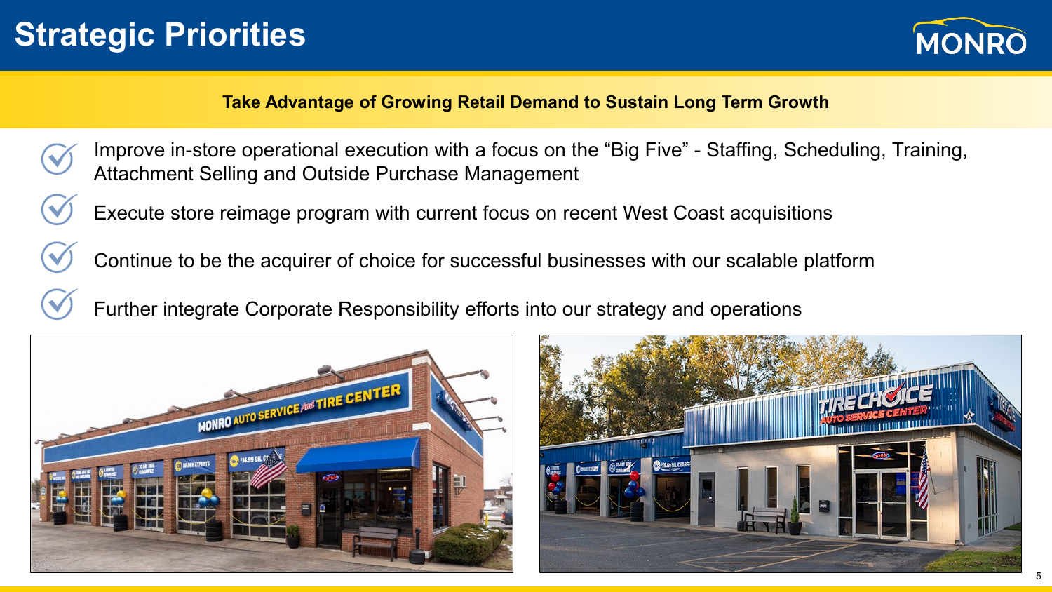# Strategic Priorities

**Take Advantage of Growing Retail Demand to Sustain Long Term Growth**

- Improve in-store operational execution with a focus on the "Big Five" - Staffing, Scheduling, Training, Attachment Selling and Outside Purchase Management
- Execute store reimage program with current focus on recent West Coast acquisitions
- Continue to be the acquirer of choice for successful businesses with our scalable platform
- Further integrate Corporate Responsibility efforts into our strategy and operations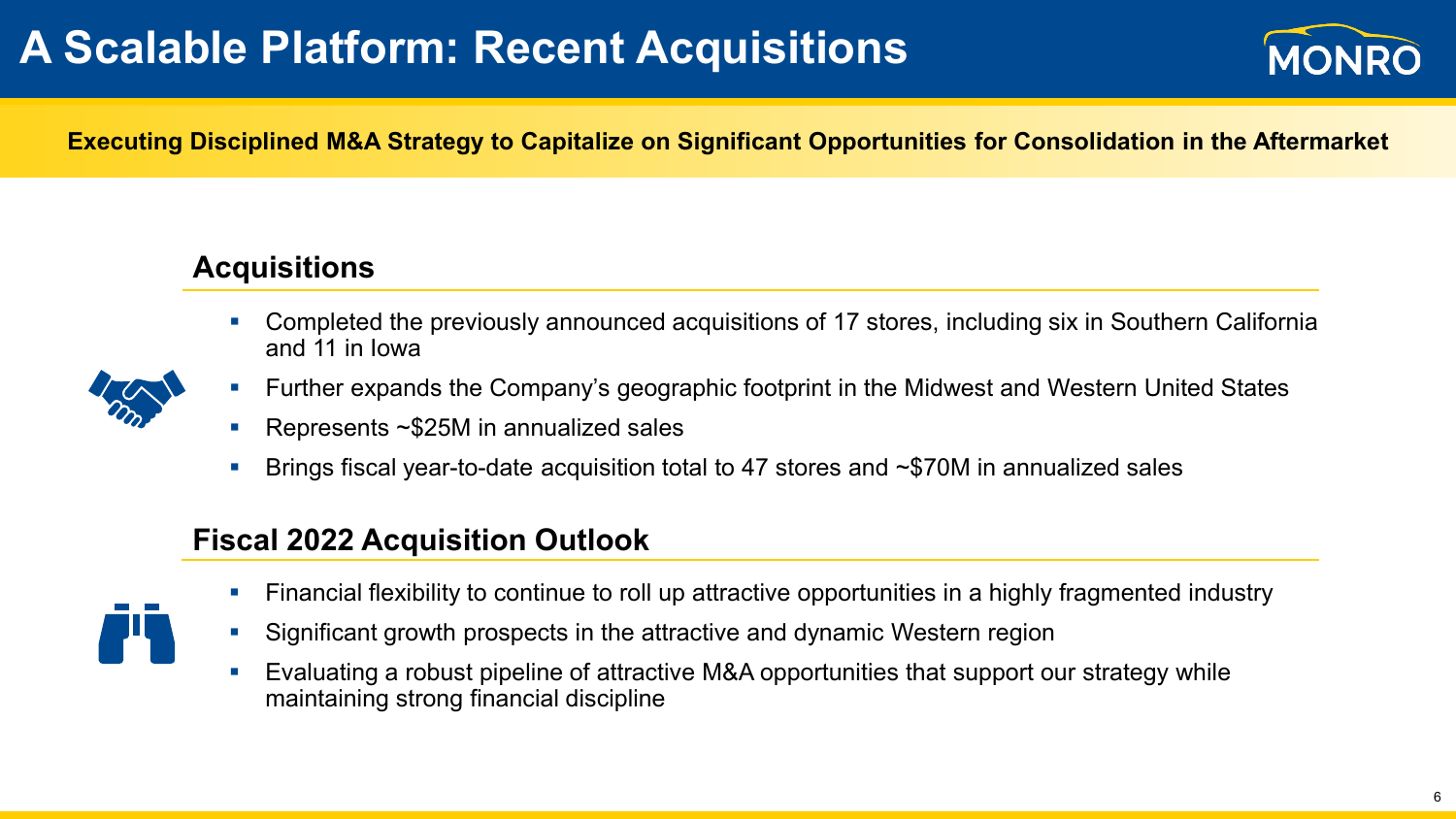# A Scalable Platform: Recent Acquisitions

**Executing Disciplined M&A Strategy to Capitalize on Significant Opportunities for Consolidation in the Aftermarket**

## Acquisitions

- Completed the previously announced acquisitions of 17 stores, including six in Southern California and 11 in Iowa
- Further expands the Company's geographic footprint in the Midwest and Western United States
- Represents ~$25M in annualized sales
- Brings fiscal year-to-date acquisition total to 47 stores and ~$70M in annualized sales

## Fiscal 2022 Acquisition Outlook

- Financial flexibility to continue to roll up attractive opportunities in a highly fragmented industry
- Significant growth prospects in the attractive and dynamic Western region
- Evaluating a robust pipeline of attractive M&A opportunities that support our strategy while maintaining strong financial discipline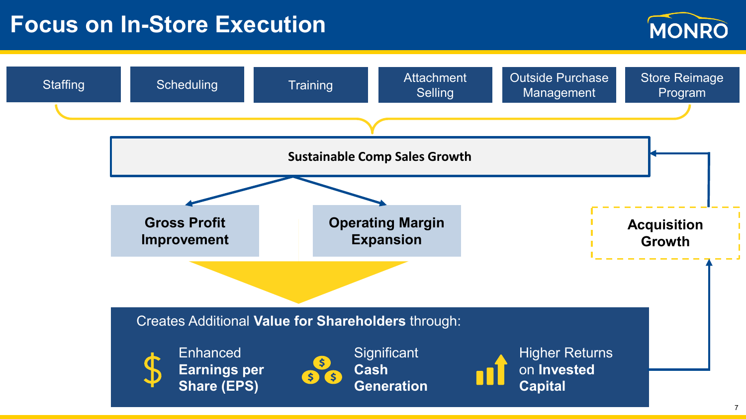# Focus on In-Store Execution

- Staffing
- Scheduling
- Training
- Attachment Selling
- Outside Purchase Management
- Store Reimage Program

**Sustainable Comp Sales Growth**

**Gross Profit Improvement**

**Operating Margin Expansion**

**Acquisition Growth**

Creates Additional **Value for Shareholders** through:

- Enhanced **Earnings per Share (EPS)**
- Significant **Cash Generation**
- Higher Returns on **Invested Capital**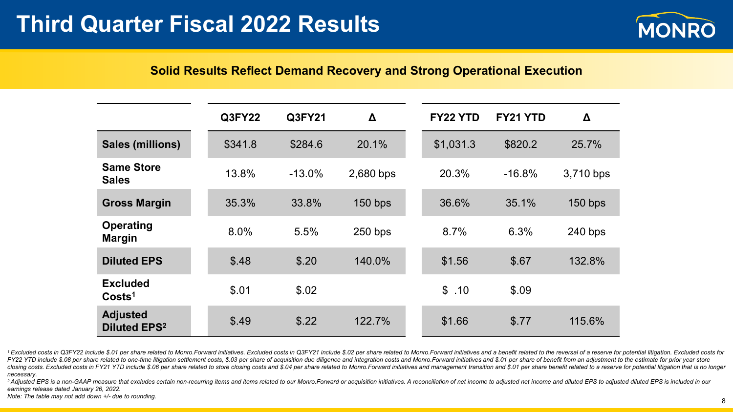# Third Quarter Fiscal 2022 Results

**Solid Results Reflect Demand Recovery and Strong Operational Execution**

| | Q3FY22 | Q3FY21 | Δ | FY22 YTD | FY21 YTD | Δ |
|---|---|---|---|---|---|---|
| **Sales (millions)** | $341.8 | $284.6 | 20.1% | $1,031.3 | $820.2 | 25.7% |
| **Same Store Sales** | 13.8% | -13.0% | 2,680 bps | 20.3% | -16.8% | 3,710 bps |
| **Gross Margin** | 35.3% | 33.8% | 150 bps | 36.6% | 35.1% | 150 bps |
| **Operating Margin** | 8.0% | 5.5% | 250 bps | 8.7% | 6.3% | 240 bps |
| **Diluted EPS** | $.48 | $.20 | 140.0% | $1.56 | $.67 | 132.8% |
| **Excluded Costs[1]** | $.01 | $.02 | | $ .10 | $.09 | |
| **Adjusted Diluted EPS[2]** | $.49 | $.22 | 122.7% | $1.66 | $.77 | 115.6% |

*[1] Excluded costs in Q3FY22 include $.01 per share related to Monro.Forward initiatives. Excluded costs in Q3FY21 include $.02 per share related to Monro.Forward initiatives and a benefit related to the reversal of a reserve for potential litigation. Excluded costs for FY22 YTD include $.08 per share related to one-time litigation settlement costs, $.03 per share of acquisition due diligence and integration costs and Monro.Forward initiatives and $.01 per share of benefit from an adjustment to the estimate for prior year store closing costs. Excluded costs in FY21 YTD include $.06 per share related to store closing costs and $.04 per share related to Monro.Forward initiatives and management transition and $.01 per share benefit related to a reserve for potential litigation that is no longer necessary.*

*[2] Adjusted EPS is a non-GAAP measure that excludes certain non-recurring items and items related to our Monro.Forward or acquisition initiatives. A reconciliation of net income to adjusted net income and diluted EPS to adjusted diluted EPS is included in our earnings release dated January 26, 2022.*

*Note: The table may not add down +/- due to rounding.*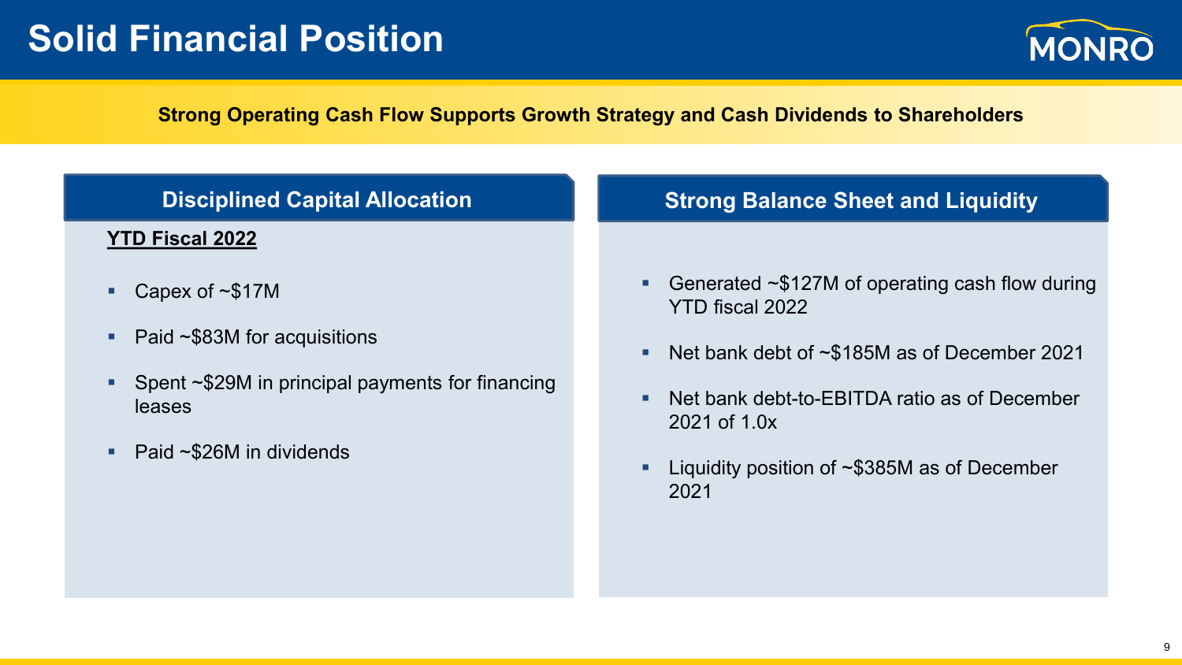# Solid Financial Position

**Strong Operating Cash Flow Supports Growth Strategy and Cash Dividends to Shareholders**

## Disciplined Capital Allocation

**YTD Fiscal 2022**

- Capex of ~$17M
- Paid ~$83M for acquisitions
- Spent ~$29M in principal payments for financing leases
- Paid ~$26M in dividends

## Strong Balance Sheet and Liquidity

- Generated ~$127M of operating cash flow during YTD fiscal 2022
- Net bank debt of ~$185M as of December 2021
- Net bank debt-to-EBITDA ratio as of December 2021 of 1.0x
- Liquidity position of ~$385M as of December 2021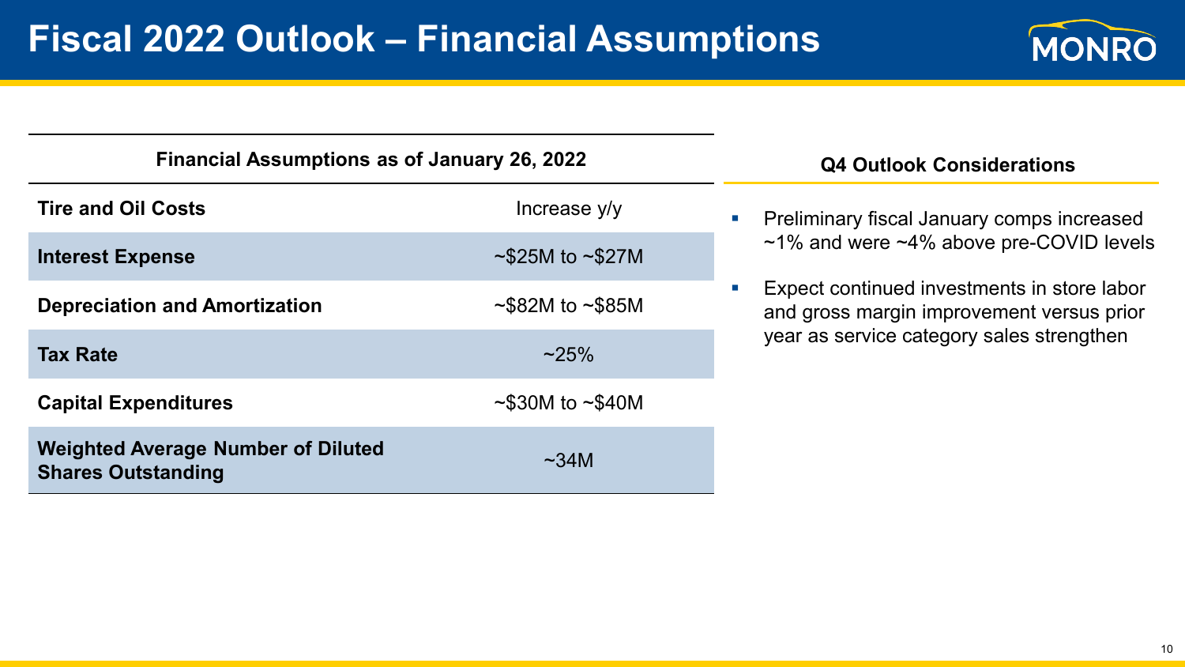# Fiscal 2022 Outlook – Financial Assumptions

| Financial Assumptions as of January 26, 2022 | |
|---|---|
| **Tire and Oil Costs** | Increase y/y |
| **Interest Expense** | ~\$25M to ~\$27M |
| **Depreciation and Amortization** | ~\$82M to ~\$85M |
| **Tax Rate** | ~25% |
| **Capital Expenditures** | ~\$30M to ~\$40M |
| **Weighted Average Number of Diluted Shares Outstanding** | ~34M |

### Q4 Outlook Considerations

- Preliminary fiscal January comps increased ~1% and were ~4% above pre-COVID levels
- Expect continued investments in store labor and gross margin improvement versus prior year as service category sales strengthen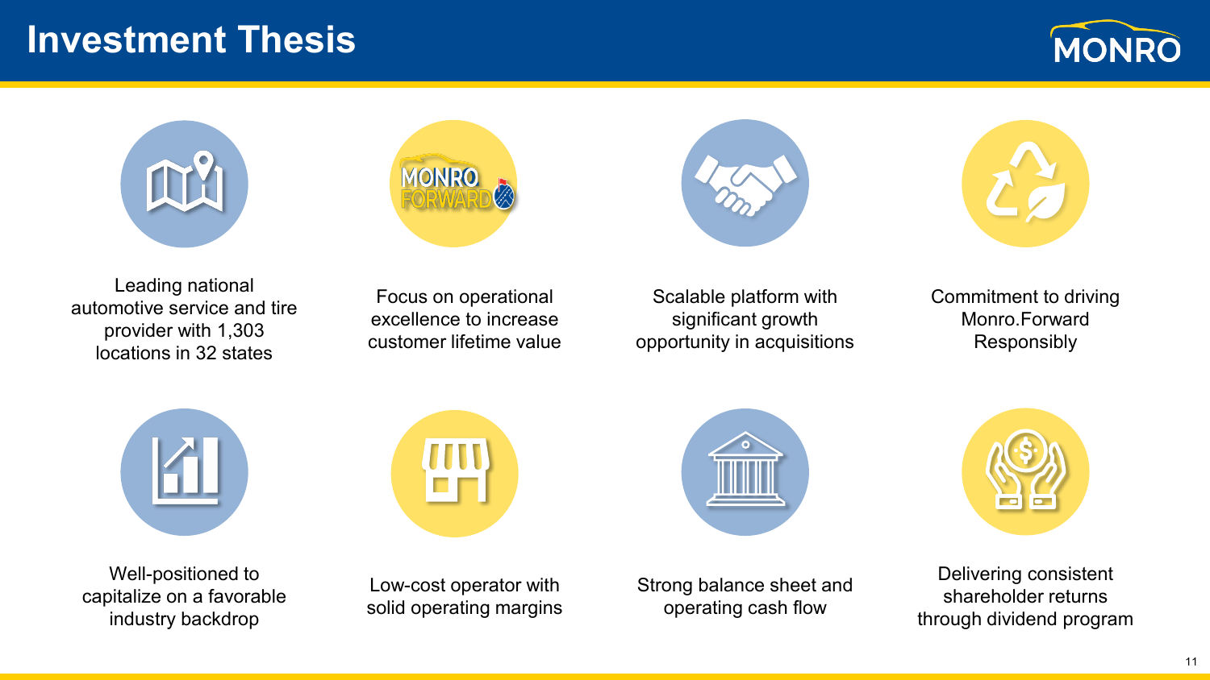# Investment Thesis

- Leading national automotive service and tire provider with 1,303 locations in 32 states
- Focus on operational excellence to increase customer lifetime value
- Scalable platform with significant growth opportunity in acquisitions
- Commitment to driving Monro.Forward Responsibly
- Well-positioned to capitalize on a favorable industry backdrop
- Low-cost operator with solid operating margins
- Strong balance sheet and operating cash flow
- Delivering consistent shareholder returns through dividend program